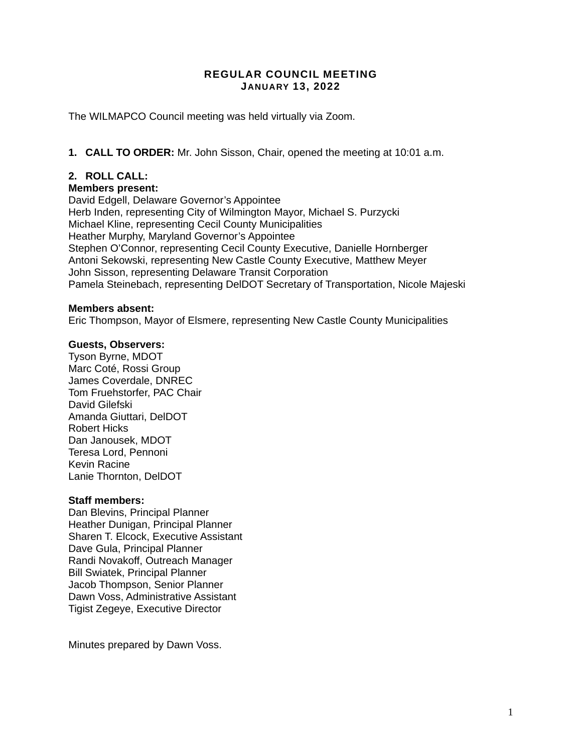# REGULAR COUNCIL MEETING
## JANUARY 13, 2022

The WILMAPCO Council meeting was held virtually via Zoom.

1. **CALL TO ORDER:** Mr. John Sisson, Chair, opened the meeting at 10:01 a.m.

2. **ROLL CALL:**

**Members present:**
David Edgell, Delaware Governor's Appointee
Herb Inden, representing City of Wilmington Mayor, Michael S. Purzycki
Michael Kline, representing Cecil County Municipalities
Heather Murphy, Maryland Governor's Appointee
Stephen O'Connor, representing Cecil County Executive, Danielle Hornberger
Antoni Sekowski, representing New Castle County Executive, Matthew Meyer
John Sisson, representing Delaware Transit Corporation
Pamela Steinebach, representing DelDOT Secretary of Transportation, Nicole Majeski

**Members absent:**
Eric Thompson, Mayor of Elsmere, representing New Castle County Municipalities

**Guests, Observers:**
Tyson Byrne, MDOT
Marc Coté, Rossi Group
James Coverdale, DNREC
Tom Fruehstorfer, PAC Chair
David Gilefski
Amanda Giuttari, DelDOT
Robert Hicks
Dan Janousek, MDOT
Teresa Lord, Pennoni
Kevin Racine
Lanie Thornton, DelDOT

**Staff members:**
Dan Blevins, Principal Planner
Heather Dunigan, Principal Planner
Sharen T. Elcock, Executive Assistant
Dave Gula, Principal Planner
Randi Novakoff, Outreach Manager
Bill Swiatek, Principal Planner
Jacob Thompson, Senior Planner
Dawn Voss, Administrative Assistant
Tigist Zegeye, Executive Director

Minutes prepared by Dawn Voss.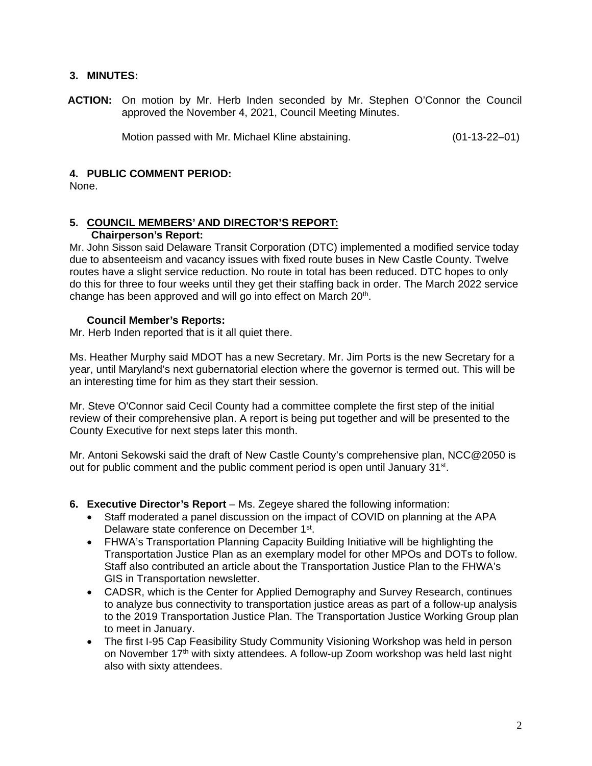## 3. MINUTES:

**ACTION:** On motion by Mr. Herb Inden seconded by Mr. Stephen O'Connor the Council approved the November 4, 2021, Council Meeting Minutes.

Motion passed with Mr. Michael Kline abstaining. (01-13-22–01)

## 4. PUBLIC COMMENT PERIOD:

None.

## 5. COUNCIL MEMBERS' AND DIRECTOR'S REPORT:

**Chairperson's Report:**

Mr. John Sisson said Delaware Transit Corporation (DTC) implemented a modified service today due to absenteeism and vacancy issues with fixed route buses in New Castle County. Twelve routes have a slight service reduction. No route in total has been reduced. DTC hopes to only do this for three to four weeks until they get their staffing back in order. The March 2022 service change has been approved and will go into effect on March 20th.

**Council Member's Reports:**

Mr. Herb Inden reported that is it all quiet there.

Ms. Heather Murphy said MDOT has a new Secretary. Mr. Jim Ports is the new Secretary for a year, until Maryland's next gubernatorial election where the governor is termed out. This will be an interesting time for him as they start their session.

Mr. Steve O'Connor said Cecil County had a committee complete the first step of the initial review of their comprehensive plan. A report is being put together and will be presented to the County Executive for next steps later this month.

Mr. Antoni Sekowski said the draft of New Castle County's comprehensive plan, NCC@2050 is out for public comment and the public comment period is open until January 31st.

## 6. Executive Director's Report – Ms. Zegeye shared the following information:

- Staff moderated a panel discussion on the impact of COVID on planning at the APA Delaware state conference on December 1st.
- FHWA's Transportation Planning Capacity Building Initiative will be highlighting the Transportation Justice Plan as an exemplary model for other MPOs and DOTs to follow. Staff also contributed an article about the Transportation Justice Plan to the FHWA's GIS in Transportation newsletter.
- CADSR, which is the Center for Applied Demography and Survey Research, continues to analyze bus connectivity to transportation justice areas as part of a follow-up analysis to the 2019 Transportation Justice Plan. The Transportation Justice Working Group plan to meet in January.
- The first I-95 Cap Feasibility Study Community Visioning Workshop was held in person on November 17th with sixty attendees. A follow-up Zoom workshop was held last night also with sixty attendees.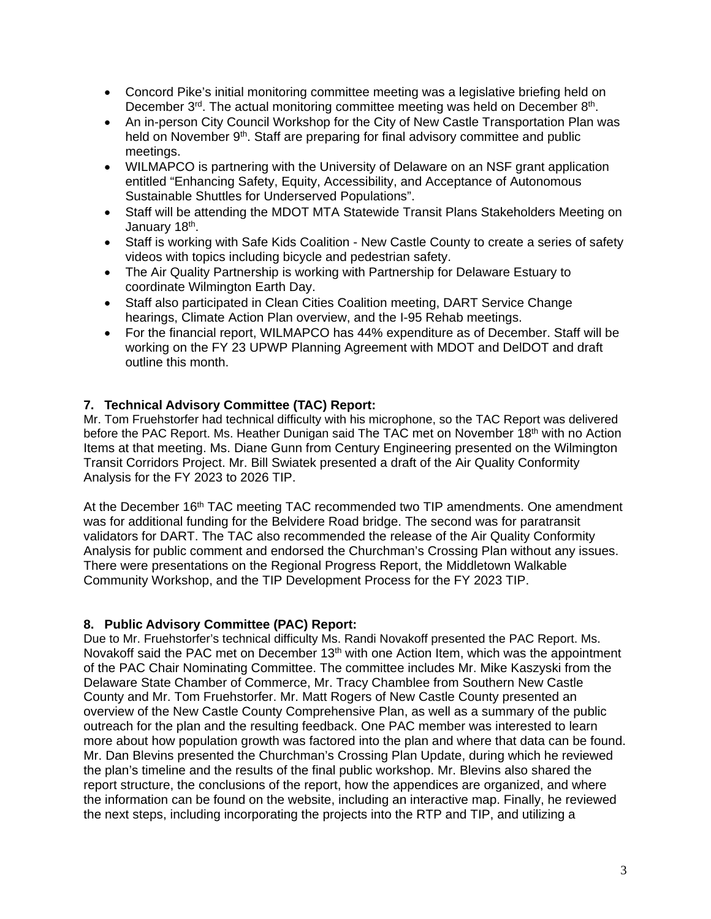- Concord Pike's initial monitoring committee meeting was a legislative briefing held on December 3rd. The actual monitoring committee meeting was held on December 8th.
- An in-person City Council Workshop for the City of New Castle Transportation Plan was held on November 9th. Staff are preparing for final advisory committee and public meetings.
- WILMAPCO is partnering with the University of Delaware on an NSF grant application entitled "Enhancing Safety, Equity, Accessibility, and Acceptance of Autonomous Sustainable Shuttles for Underserved Populations".
- Staff will be attending the MDOT MTA Statewide Transit Plans Stakeholders Meeting on January 18th.
- Staff is working with Safe Kids Coalition - New Castle County to create a series of safety videos with topics including bicycle and pedestrian safety.
- The Air Quality Partnership is working with Partnership for Delaware Estuary to coordinate Wilmington Earth Day.
- Staff also participated in Clean Cities Coalition meeting, DART Service Change hearings, Climate Action Plan overview, and the I-95 Rehab meetings.
- For the financial report, WILMAPCO has 44% expenditure as of December. Staff will be working on the FY 23 UPWP Planning Agreement with MDOT and DelDOT and draft outline this month.

**7. Technical Advisory Committee (TAC) Report:**

Mr. Tom Fruehstorfer had technical difficulty with his microphone, so the TAC Report was delivered before the PAC Report. Ms. Heather Dunigan said The TAC met on November 18th with no Action Items at that meeting. Ms. Diane Gunn from Century Engineering presented on the Wilmington Transit Corridors Project. Mr. Bill Swiatek presented a draft of the Air Quality Conformity Analysis for the FY 2023 to 2026 TIP.

At the December 16th TAC meeting TAC recommended two TIP amendments. One amendment was for additional funding for the Belvidere Road bridge. The second was for paratransit validators for DART. The TAC also recommended the release of the Air Quality Conformity Analysis for public comment and endorsed the Churchman's Crossing Plan without any issues. There were presentations on the Regional Progress Report, the Middletown Walkable Community Workshop, and the TIP Development Process for the FY 2023 TIP.

**8. Public Advisory Committee (PAC) Report:**

Due to Mr. Fruehstorfer's technical difficulty Ms. Randi Novakoff presented the PAC Report. Ms. Novakoff said the PAC met on December 13th with one Action Item, which was the appointment of the PAC Chair Nominating Committee. The committee includes Mr. Mike Kaszyski from the Delaware State Chamber of Commerce, Mr. Tracy Chamblee from Southern New Castle County and Mr. Tom Fruehstorfer. Mr. Matt Rogers of New Castle County presented an overview of the New Castle County Comprehensive Plan, as well as a summary of the public outreach for the plan and the resulting feedback. One PAC member was interested to learn more about how population growth was factored into the plan and where that data can be found. Mr. Dan Blevins presented the Churchman's Crossing Plan Update, during which he reviewed the plan's timeline and the results of the final public workshop. Mr. Blevins also shared the report structure, the conclusions of the report, how the appendices are organized, and where the information can be found on the website, including an interactive map. Finally, he reviewed the next steps, including incorporating the projects into the RTP and TIP, and utilizing a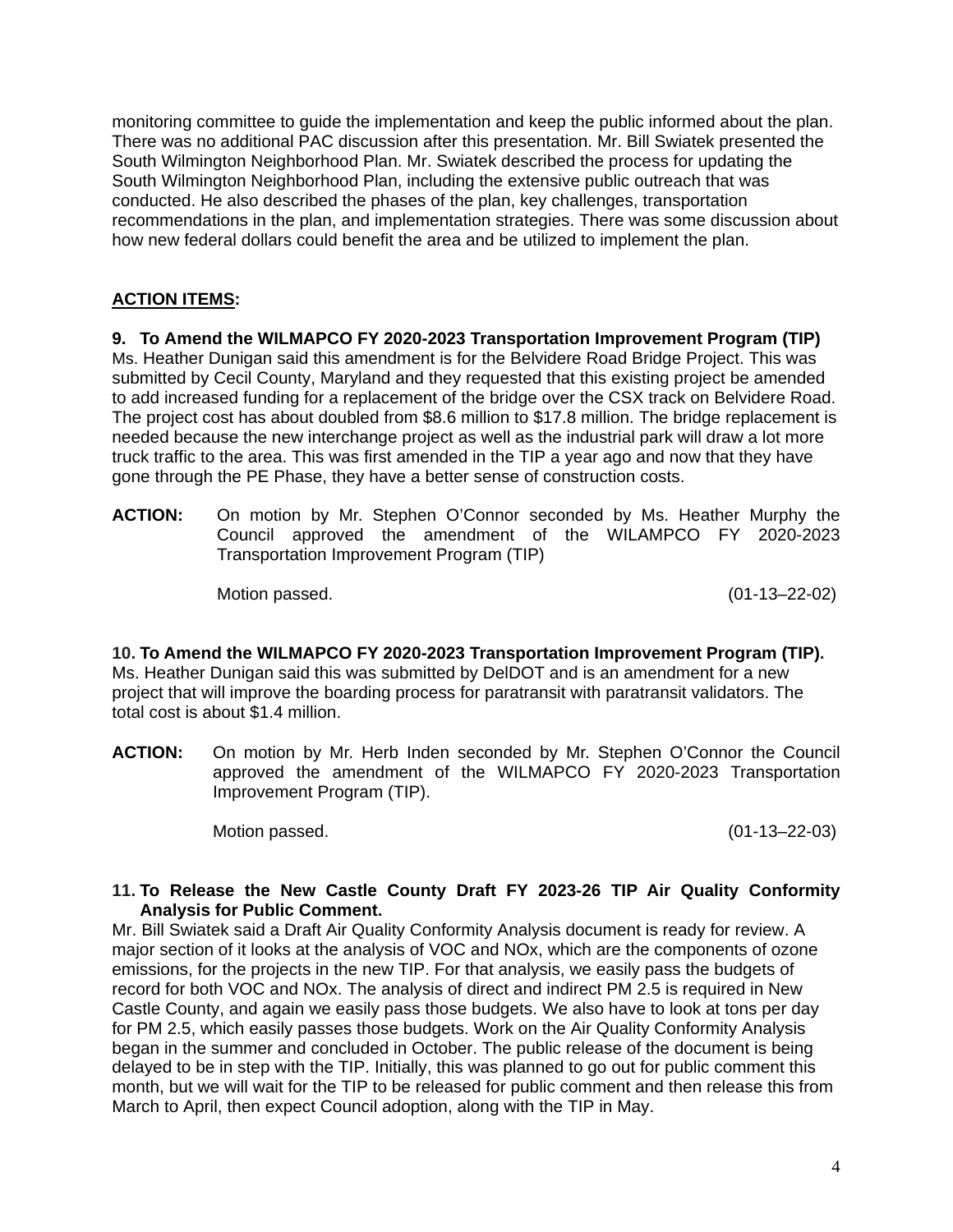monitoring committee to guide the implementation and keep the public informed about the plan. There was no additional PAC discussion after this presentation. Mr. Bill Swiatek presented the South Wilmington Neighborhood Plan. Mr. Swiatek described the process for updating the South Wilmington Neighborhood Plan, including the extensive public outreach that was conducted. He also described the phases of the plan, key challenges, transportation recommendations in the plan, and implementation strategies. There was some discussion about how new federal dollars could benefit the area and be utilized to implement the plan.

**<u>ACTION ITEMS</u>:**

**9. To Amend the WILMAPCO FY 2020-2023 Transportation Improvement Program (TIP)**
Ms. Heather Dunigan said this amendment is for the Belvidere Road Bridge Project. This was submitted by Cecil County, Maryland and they requested that this existing project be amended to add increased funding for a replacement of the bridge over the CSX track on Belvidere Road. The project cost has about doubled from $8.6 million to $17.8 million. The bridge replacement is needed because the new interchange project as well as the industrial park will draw a lot more truck traffic to the area. This was first amended in the TIP a year ago and now that they have gone through the PE Phase, they have a better sense of construction costs.

**ACTION:** On motion by Mr. Stephen O'Connor seconded by Ms. Heather Murphy the Council approved the amendment of the WILAMPCO FY 2020-2023 Transportation Improvement Program (TIP)

Motion passed. (01-13–22-02)

**10. To Amend the WILMAPCO FY 2020-2023 Transportation Improvement Program (TIP).**
Ms. Heather Dunigan said this was submitted by DelDOT and is an amendment for a new project that will improve the boarding process for paratransit with paratransit validators. The total cost is about $1.4 million.

**ACTION:** On motion by Mr. Herb Inden seconded by Mr. Stephen O'Connor the Council approved the amendment of the WILMAPCO FY 2020-2023 Transportation Improvement Program (TIP).

Motion passed. (01-13–22-03)

**11. To Release the New Castle County Draft FY 2023-26 TIP Air Quality Conformity Analysis for Public Comment.**
Mr. Bill Swiatek said a Draft Air Quality Conformity Analysis document is ready for review. A major section of it looks at the analysis of VOC and NOx, which are the components of ozone emissions, for the projects in the new TIP. For that analysis, we easily pass the budgets of record for both VOC and NOx. The analysis of direct and indirect PM 2.5 is required in New Castle County, and again we easily pass those budgets. We also have to look at tons per day for PM 2.5, which easily passes those budgets. Work on the Air Quality Conformity Analysis began in the summer and concluded in October. The public release of the document is being delayed to be in step with the TIP. Initially, this was planned to go out for public comment this month, but we will wait for the TIP to be released for public comment and then release this from March to April, then expect Council adoption, along with the TIP in May.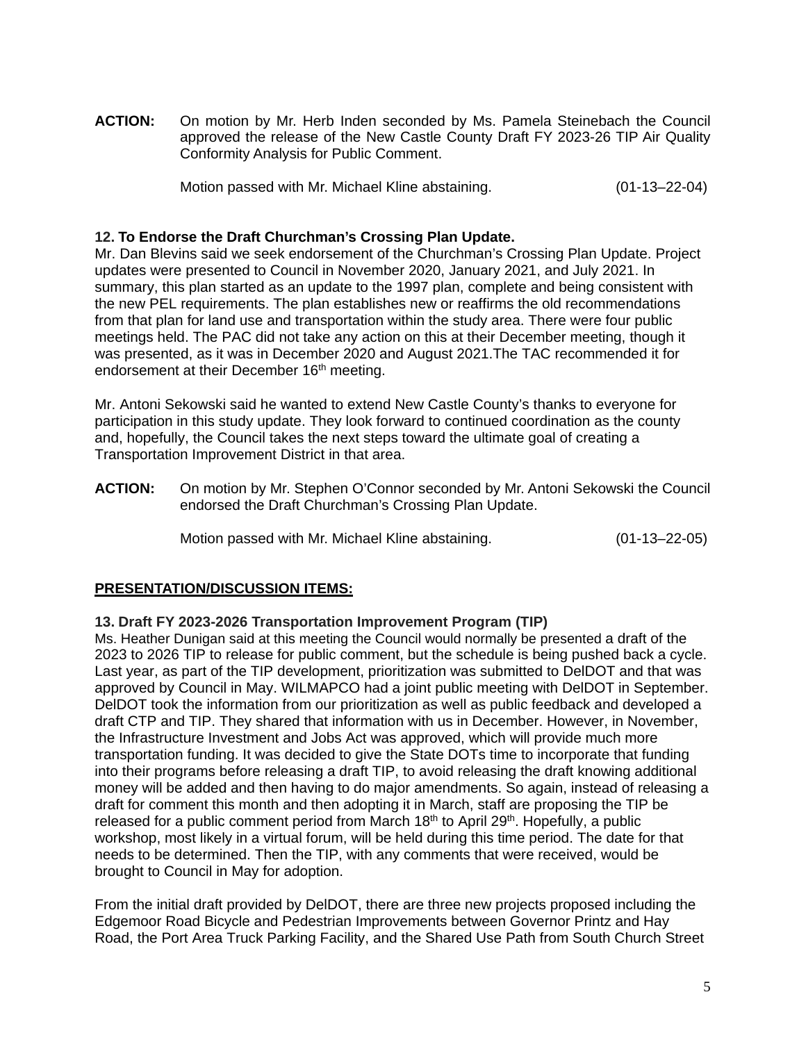**ACTION:** On motion by Mr. Herb Inden seconded by Ms. Pamela Steinebach the Council approved the release of the New Castle County Draft FY 2023-26 TIP Air Quality Conformity Analysis for Public Comment.

Motion passed with Mr. Michael Kline abstaining. (01-13–22-04)

**12. To Endorse the Draft Churchman's Crossing Plan Update.**

Mr. Dan Blevins said we seek endorsement of the Churchman's Crossing Plan Update. Project updates were presented to Council in November 2020, January 2021, and July 2021. In summary, this plan started as an update to the 1997 plan, complete and being consistent with the new PEL requirements. The plan establishes new or reaffirms the old recommendations from that plan for land use and transportation within the study area. There were four public meetings held. The PAC did not take any action on this at their December meeting, though it was presented, as it was in December 2020 and August 2021.The TAC recommended it for endorsement at their December 16th meeting.

Mr. Antoni Sekowski said he wanted to extend New Castle County's thanks to everyone for participation in this study update. They look forward to continued coordination as the county and, hopefully, the Council takes the next steps toward the ultimate goal of creating a Transportation Improvement District in that area.

**ACTION:** On motion by Mr. Stephen O'Connor seconded by Mr. Antoni Sekowski the Council endorsed the Draft Churchman's Crossing Plan Update.

Motion passed with Mr. Michael Kline abstaining. (01-13–22-05)

**PRESENTATION/DISCUSSION ITEMS:**

**13. Draft FY 2023-2026 Transportation Improvement Program (TIP)**

Ms. Heather Dunigan said at this meeting the Council would normally be presented a draft of the 2023 to 2026 TIP to release for public comment, but the schedule is being pushed back a cycle. Last year, as part of the TIP development, prioritization was submitted to DelDOT and that was approved by Council in May. WILMAPCO had a joint public meeting with DelDOT in September. DelDOT took the information from our prioritization as well as public feedback and developed a draft CTP and TIP. They shared that information with us in December. However, in November, the Infrastructure Investment and Jobs Act was approved, which will provide much more transportation funding. It was decided to give the State DOTs time to incorporate that funding into their programs before releasing a draft TIP, to avoid releasing the draft knowing additional money will be added and then having to do major amendments. So again, instead of releasing a draft for comment this month and then adopting it in March, staff are proposing the TIP be released for a public comment period from March 18th to April 29th. Hopefully, a public workshop, most likely in a virtual forum, will be held during this time period. The date for that needs to be determined. Then the TIP, with any comments that were received, would be brought to Council in May for adoption.

From the initial draft provided by DelDOT, there are three new projects proposed including the Edgemoor Road Bicycle and Pedestrian Improvements between Governor Printz and Hay Road, the Port Area Truck Parking Facility, and the Shared Use Path from South Church Street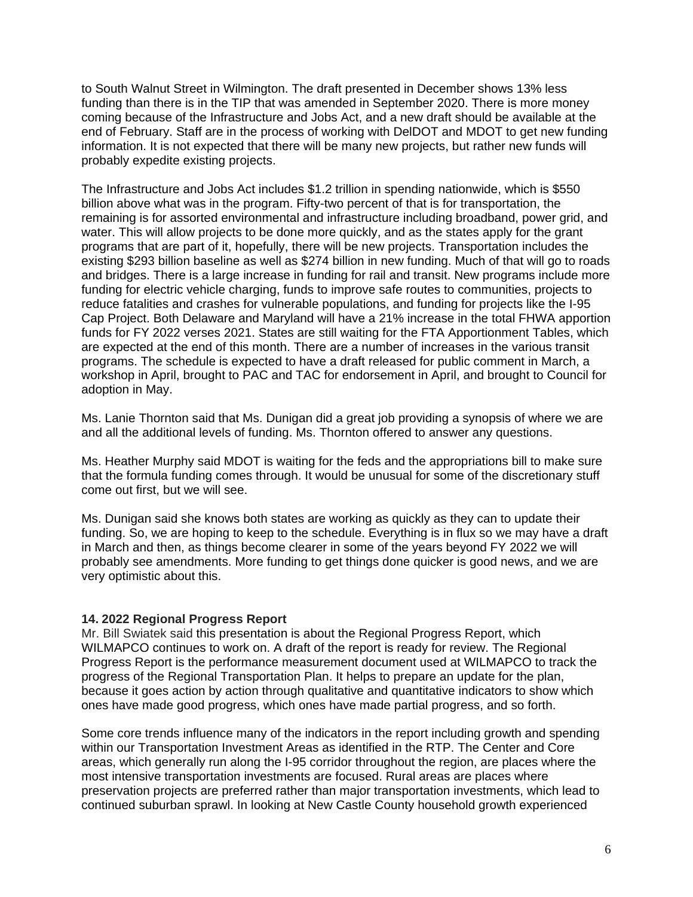to South Walnut Street in Wilmington. The draft presented in December shows 13% less funding than there is in the TIP that was amended in September 2020. There is more money coming because of the Infrastructure and Jobs Act, and a new draft should be available at the end of February. Staff are in the process of working with DelDOT and MDOT to get new funding information. It is not expected that there will be many new projects, but rather new funds will probably expedite existing projects.

The Infrastructure and Jobs Act includes $1.2 trillion in spending nationwide, which is $550 billion above what was in the program. Fifty-two percent of that is for transportation, the remaining is for assorted environmental and infrastructure including broadband, power grid, and water. This will allow projects to be done more quickly, and as the states apply for the grant programs that are part of it, hopefully, there will be new projects. Transportation includes the existing $293 billion baseline as well as $274 billion in new funding. Much of that will go to roads and bridges. There is a large increase in funding for rail and transit. New programs include more funding for electric vehicle charging, funds to improve safe routes to communities, projects to reduce fatalities and crashes for vulnerable populations, and funding for projects like the I-95 Cap Project. Both Delaware and Maryland will have a 21% increase in the total FHWA apportion funds for FY 2022 verses 2021. States are still waiting for the FTA Apportionment Tables, which are expected at the end of this month. There are a number of increases in the various transit programs. The schedule is expected to have a draft released for public comment in March, a workshop in April, brought to PAC and TAC for endorsement in April, and brought to Council for adoption in May.

Ms. Lanie Thornton said that Ms. Dunigan did a great job providing a synopsis of where we are and all the additional levels of funding. Ms. Thornton offered to answer any questions.

Ms. Heather Murphy said MDOT is waiting for the feds and the appropriations bill to make sure that the formula funding comes through. It would be unusual for some of the discretionary stuff come out first, but we will see.

Ms. Dunigan said she knows both states are working as quickly as they can to update their funding. So, we are hoping to keep to the schedule. Everything is in flux so we may have a draft in March and then, as things become clearer in some of the years beyond FY 2022 we will probably see amendments. More funding to get things done quicker is good news, and we are very optimistic about this.

**14. 2022 Regional Progress Report**

Mr. Bill Swiatek said this presentation is about the Regional Progress Report, which WILMAPCO continues to work on. A draft of the report is ready for review. The Regional Progress Report is the performance measurement document used at WILMAPCO to track the progress of the Regional Transportation Plan. It helps to prepare an update for the plan, because it goes action by action through qualitative and quantitative indicators to show which ones have made good progress, which ones have made partial progress, and so forth.

Some core trends influence many of the indicators in the report including growth and spending within our Transportation Investment Areas as identified in the RTP. The Center and Core areas, which generally run along the I-95 corridor throughout the region, are places where the most intensive transportation investments are focused. Rural areas are places where preservation projects are preferred rather than major transportation investments, which lead to continued suburban sprawl. In looking at New Castle County household growth experienced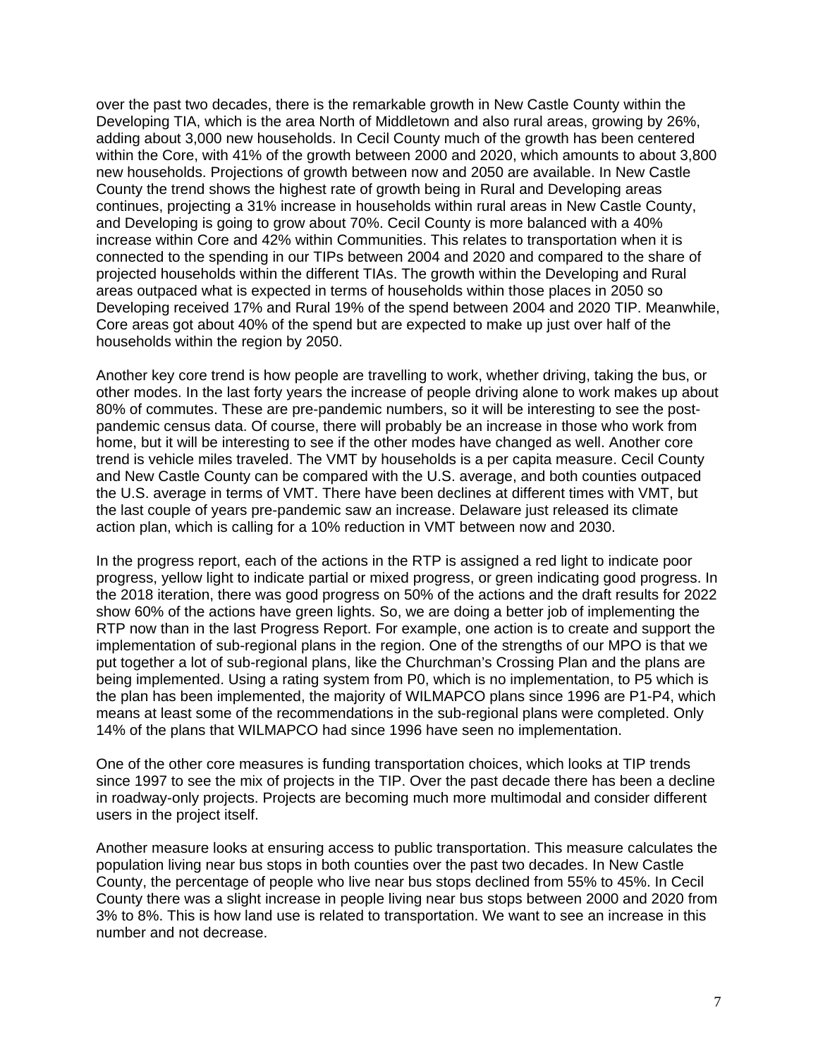over the past two decades, there is the remarkable growth in New Castle County within the Developing TIA, which is the area North of Middletown and also rural areas, growing by 26%, adding about 3,000 new households. In Cecil County much of the growth has been centered within the Core, with 41% of the growth between 2000 and 2020, which amounts to about 3,800 new households. Projections of growth between now and 2050 are available. In New Castle County the trend shows the highest rate of growth being in Rural and Developing areas continues, projecting a 31% increase in households within rural areas in New Castle County, and Developing is going to grow about 70%. Cecil County is more balanced with a 40% increase within Core and 42% within Communities. This relates to transportation when it is connected to the spending in our TIPs between 2004 and 2020 and compared to the share of projected households within the different TIAs. The growth within the Developing and Rural areas outpaced what is expected in terms of households within those places in 2050 so Developing received 17% and Rural 19% of the spend between 2004 and 2020 TIP. Meanwhile, Core areas got about 40% of the spend but are expected to make up just over half of the households within the region by 2050.

Another key core trend is how people are travelling to work, whether driving, taking the bus, or other modes. In the last forty years the increase of people driving alone to work makes up about 80% of commutes. These are pre-pandemic numbers, so it will be interesting to see the post-pandemic census data. Of course, there will probably be an increase in those who work from home, but it will be interesting to see if the other modes have changed as well. Another core trend is vehicle miles traveled. The VMT by households is a per capita measure. Cecil County and New Castle County can be compared with the U.S. average, and both counties outpaced the U.S. average in terms of VMT. There have been declines at different times with VMT, but the last couple of years pre-pandemic saw an increase. Delaware just released its climate action plan, which is calling for a 10% reduction in VMT between now and 2030.

In the progress report, each of the actions in the RTP is assigned a red light to indicate poor progress, yellow light to indicate partial or mixed progress, or green indicating good progress. In the 2018 iteration, there was good progress on 50% of the actions and the draft results for 2022 show 60% of the actions have green lights. So, we are doing a better job of implementing the RTP now than in the last Progress Report. For example, one action is to create and support the implementation of sub-regional plans in the region. One of the strengths of our MPO is that we put together a lot of sub-regional plans, like the Churchman's Crossing Plan and the plans are being implemented. Using a rating system from P0, which is no implementation, to P5 which is the plan has been implemented, the majority of WILMAPCO plans since 1996 are P1-P4, which means at least some of the recommendations in the sub-regional plans were completed. Only 14% of the plans that WILMAPCO had since 1996 have seen no implementation.

One of the other core measures is funding transportation choices, which looks at TIP trends since 1997 to see the mix of projects in the TIP. Over the past decade there has been a decline in roadway-only projects. Projects are becoming much more multimodal and consider different users in the project itself.

Another measure looks at ensuring access to public transportation. This measure calculates the population living near bus stops in both counties over the past two decades. In New Castle County, the percentage of people who live near bus stops declined from 55% to 45%. In Cecil County there was a slight increase in people living near bus stops between 2000 and 2020 from 3% to 8%. This is how land use is related to transportation. We want to see an increase in this number and not decrease.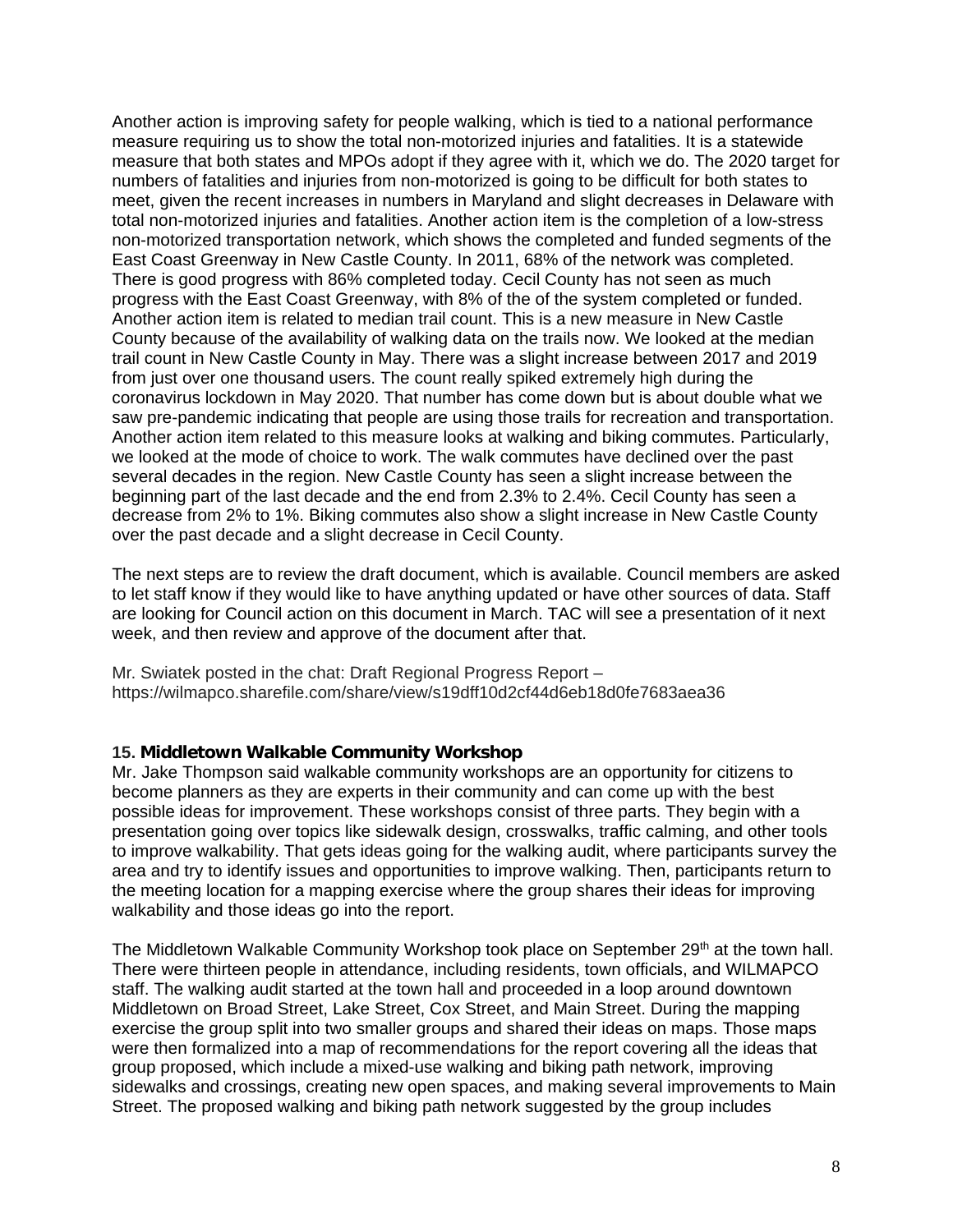Another action is improving safety for people walking, which is tied to a national performance measure requiring us to show the total non-motorized injuries and fatalities. It is a statewide measure that both states and MPOs adopt if they agree with it, which we do. The 2020 target for numbers of fatalities and injuries from non-motorized is going to be difficult for both states to meet, given the recent increases in numbers in Maryland and slight decreases in Delaware with total non-motorized injuries and fatalities. Another action item is the completion of a low-stress non-motorized transportation network, which shows the completed and funded segments of the East Coast Greenway in New Castle County. In 2011, 68% of the network was completed. There is good progress with 86% completed today. Cecil County has not seen as much progress with the East Coast Greenway, with 8% of the of the system completed or funded. Another action item is related to median trail count. This is a new measure in New Castle County because of the availability of walking data on the trails now. We looked at the median trail count in New Castle County in May. There was a slight increase between 2017 and 2019 from just over one thousand users. The count really spiked extremely high during the coronavirus lockdown in May 2020. That number has come down but is about double what we saw pre-pandemic indicating that people are using those trails for recreation and transportation. Another action item related to this measure looks at walking and biking commutes. Particularly, we looked at the mode of choice to work. The walk commutes have declined over the past several decades in the region. New Castle County has seen a slight increase between the beginning part of the last decade and the end from 2.3% to 2.4%. Cecil County has seen a decrease from 2% to 1%. Biking commutes also show a slight increase in New Castle County over the past decade and a slight decrease in Cecil County.

The next steps are to review the draft document, which is available. Council members are asked to let staff know if they would like to have anything updated or have other sources of data. Staff are looking for Council action on this document in March. TAC will see a presentation of it next week, and then review and approve of the document after that.

Mr. Swiatek posted in the chat: Draft Regional Progress Report – https://wilmapco.sharefile.com/share/view/s19dff10d2cf44d6eb18d0fe7683aea36

**15. Middletown Walkable Community Workshop**

Mr. Jake Thompson said walkable community workshops are an opportunity for citizens to become planners as they are experts in their community and can come up with the best possible ideas for improvement. These workshops consist of three parts. They begin with a presentation going over topics like sidewalk design, crosswalks, traffic calming, and other tools to improve walkability. That gets ideas going for the walking audit, where participants survey the area and try to identify issues and opportunities to improve walking. Then, participants return to the meeting location for a mapping exercise where the group shares their ideas for improving walkability and those ideas go into the report.

The Middletown Walkable Community Workshop took place on September 29th at the town hall. There were thirteen people in attendance, including residents, town officials, and WILMAPCO staff. The walking audit started at the town hall and proceeded in a loop around downtown Middletown on Broad Street, Lake Street, Cox Street, and Main Street. During the mapping exercise the group split into two smaller groups and shared their ideas on maps. Those maps were then formalized into a map of recommendations for the report covering all the ideas that group proposed, which include a mixed-use walking and biking path network, improving sidewalks and crossings, creating new open spaces, and making several improvements to Main Street. The proposed walking and biking path network suggested by the group includes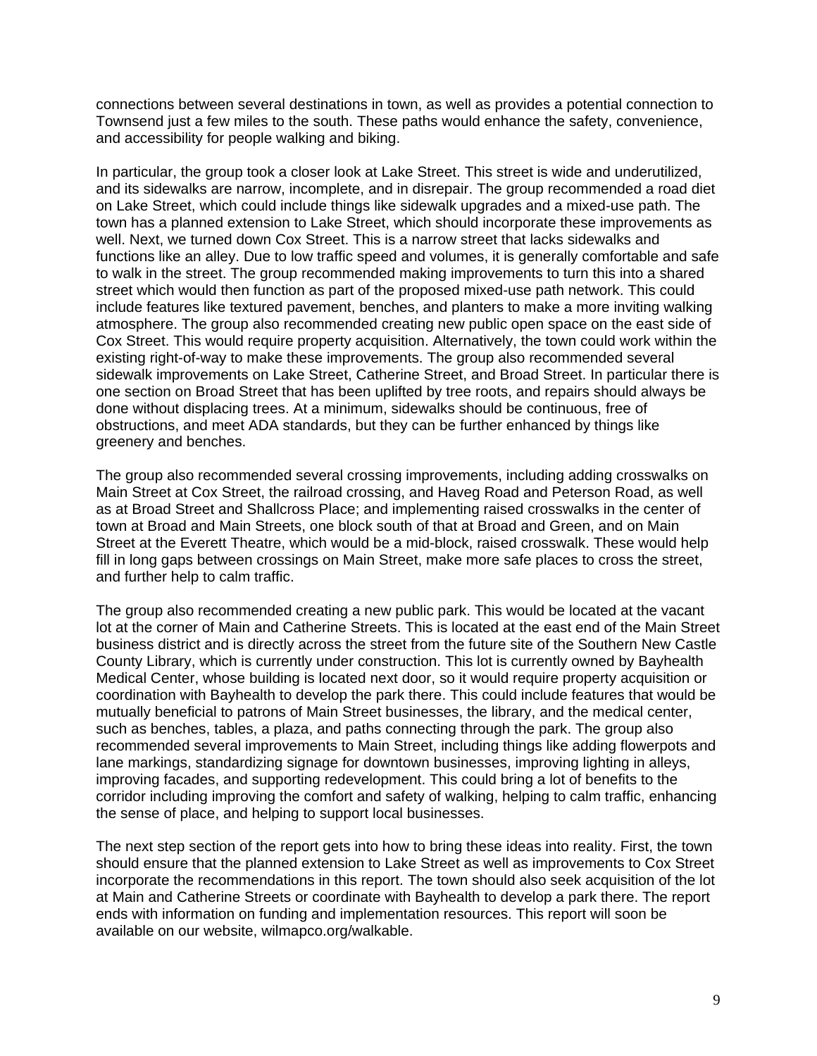connections between several destinations in town, as well as provides a potential connection to Townsend just a few miles to the south. These paths would enhance the safety, convenience, and accessibility for people walking and biking.

In particular, the group took a closer look at Lake Street. This street is wide and underutilized, and its sidewalks are narrow, incomplete, and in disrepair. The group recommended a road diet on Lake Street, which could include things like sidewalk upgrades and a mixed-use path. The town has a planned extension to Lake Street, which should incorporate these improvements as well. Next, we turned down Cox Street. This is a narrow street that lacks sidewalks and functions like an alley. Due to low traffic speed and volumes, it is generally comfortable and safe to walk in the street. The group recommended making improvements to turn this into a shared street which would then function as part of the proposed mixed-use path network. This could include features like textured pavement, benches, and planters to make a more inviting walking atmosphere. The group also recommended creating new public open space on the east side of Cox Street. This would require property acquisition. Alternatively, the town could work within the existing right-of-way to make these improvements. The group also recommended several sidewalk improvements on Lake Street, Catherine Street, and Broad Street. In particular there is one section on Broad Street that has been uplifted by tree roots, and repairs should always be done without displacing trees. At a minimum, sidewalks should be continuous, free of obstructions, and meet ADA standards, but they can be further enhanced by things like greenery and benches.

The group also recommended several crossing improvements, including adding crosswalks on Main Street at Cox Street, the railroad crossing, and Haveg Road and Peterson Road, as well as at Broad Street and Shallcross Place; and implementing raised crosswalks in the center of town at Broad and Main Streets, one block south of that at Broad and Green, and on Main Street at the Everett Theatre, which would be a mid-block, raised crosswalk. These would help fill in long gaps between crossings on Main Street, make more safe places to cross the street, and further help to calm traffic.

The group also recommended creating a new public park. This would be located at the vacant lot at the corner of Main and Catherine Streets. This is located at the east end of the Main Street business district and is directly across the street from the future site of the Southern New Castle County Library, which is currently under construction. This lot is currently owned by Bayhealth Medical Center, whose building is located next door, so it would require property acquisition or coordination with Bayhealth to develop the park there. This could include features that would be mutually beneficial to patrons of Main Street businesses, the library, and the medical center, such as benches, tables, a plaza, and paths connecting through the park. The group also recommended several improvements to Main Street, including things like adding flowerpots and lane markings, standardizing signage for downtown businesses, improving lighting in alleys, improving facades, and supporting redevelopment. This could bring a lot of benefits to the corridor including improving the comfort and safety of walking, helping to calm traffic, enhancing the sense of place, and helping to support local businesses.

The next step section of the report gets into how to bring these ideas into reality. First, the town should ensure that the planned extension to Lake Street as well as improvements to Cox Street incorporate the recommendations in this report. The town should also seek acquisition of the lot at Main and Catherine Streets or coordinate with Bayhealth to develop a park there. The report ends with information on funding and implementation resources. This report will soon be available on our website, wilmapco.org/walkable.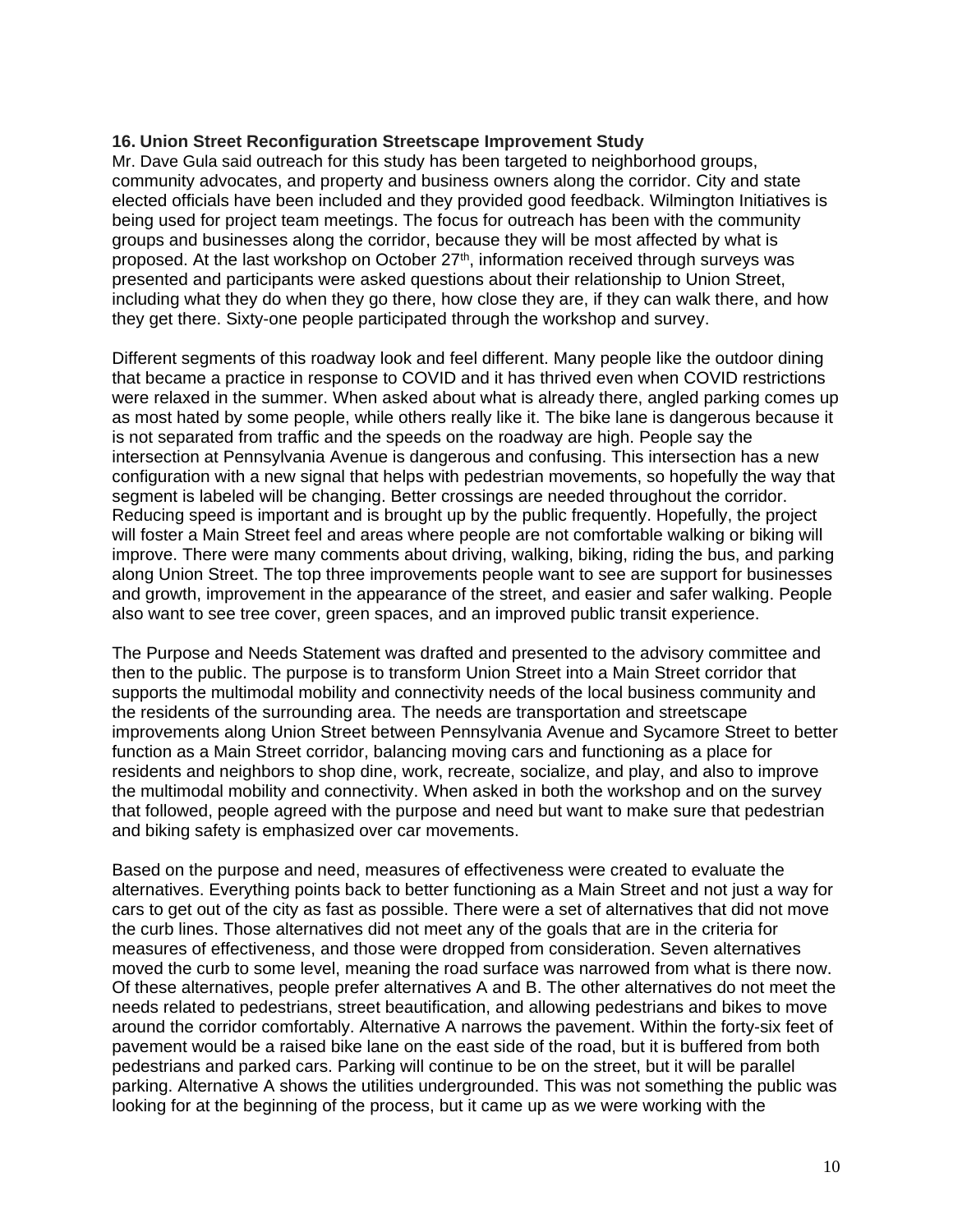**16. Union Street Reconfiguration Streetscape Improvement Study**

Mr. Dave Gula said outreach for this study has been targeted to neighborhood groups, community advocates, and property and business owners along the corridor. City and state elected officials have been included and they provided good feedback. Wilmington Initiatives is being used for project team meetings. The focus for outreach has been with the community groups and businesses along the corridor, because they will be most affected by what is proposed. At the last workshop on October 27th, information received through surveys was presented and participants were asked questions about their relationship to Union Street, including what they do when they go there, how close they are, if they can walk there, and how they get there. Sixty-one people participated through the workshop and survey.

Different segments of this roadway look and feel different. Many people like the outdoor dining that became a practice in response to COVID and it has thrived even when COVID restrictions were relaxed in the summer. When asked about what is already there, angled parking comes up as most hated by some people, while others really like it. The bike lane is dangerous because it is not separated from traffic and the speeds on the roadway are high. People say the intersection at Pennsylvania Avenue is dangerous and confusing. This intersection has a new configuration with a new signal that helps with pedestrian movements, so hopefully the way that segment is labeled will be changing. Better crossings are needed throughout the corridor. Reducing speed is important and is brought up by the public frequently. Hopefully, the project will foster a Main Street feel and areas where people are not comfortable walking or biking will improve. There were many comments about driving, walking, biking, riding the bus, and parking along Union Street. The top three improvements people want to see are support for businesses and growth, improvement in the appearance of the street, and easier and safer walking. People also want to see tree cover, green spaces, and an improved public transit experience.

The Purpose and Needs Statement was drafted and presented to the advisory committee and then to the public. The purpose is to transform Union Street into a Main Street corridor that supports the multimodal mobility and connectivity needs of the local business community and the residents of the surrounding area. The needs are transportation and streetscape improvements along Union Street between Pennsylvania Avenue and Sycamore Street to better function as a Main Street corridor, balancing moving cars and functioning as a place for residents and neighbors to shop dine, work, recreate, socialize, and play, and also to improve the multimodal mobility and connectivity. When asked in both the workshop and on the survey that followed, people agreed with the purpose and need but want to make sure that pedestrian and biking safety is emphasized over car movements.

Based on the purpose and need, measures of effectiveness were created to evaluate the alternatives. Everything points back to better functioning as a Main Street and not just a way for cars to get out of the city as fast as possible. There were a set of alternatives that did not move the curb lines. Those alternatives did not meet any of the goals that are in the criteria for measures of effectiveness, and those were dropped from consideration. Seven alternatives moved the curb to some level, meaning the road surface was narrowed from what is there now. Of these alternatives, people prefer alternatives A and B. The other alternatives do not meet the needs related to pedestrians, street beautification, and allowing pedestrians and bikes to move around the corridor comfortably. Alternative A narrows the pavement. Within the forty-six feet of pavement would be a raised bike lane on the east side of the road, but it is buffered from both pedestrians and parked cars. Parking will continue to be on the street, but it will be parallel parking. Alternative A shows the utilities undergrounded. This was not something the public was looking for at the beginning of the process, but it came up as we were working with the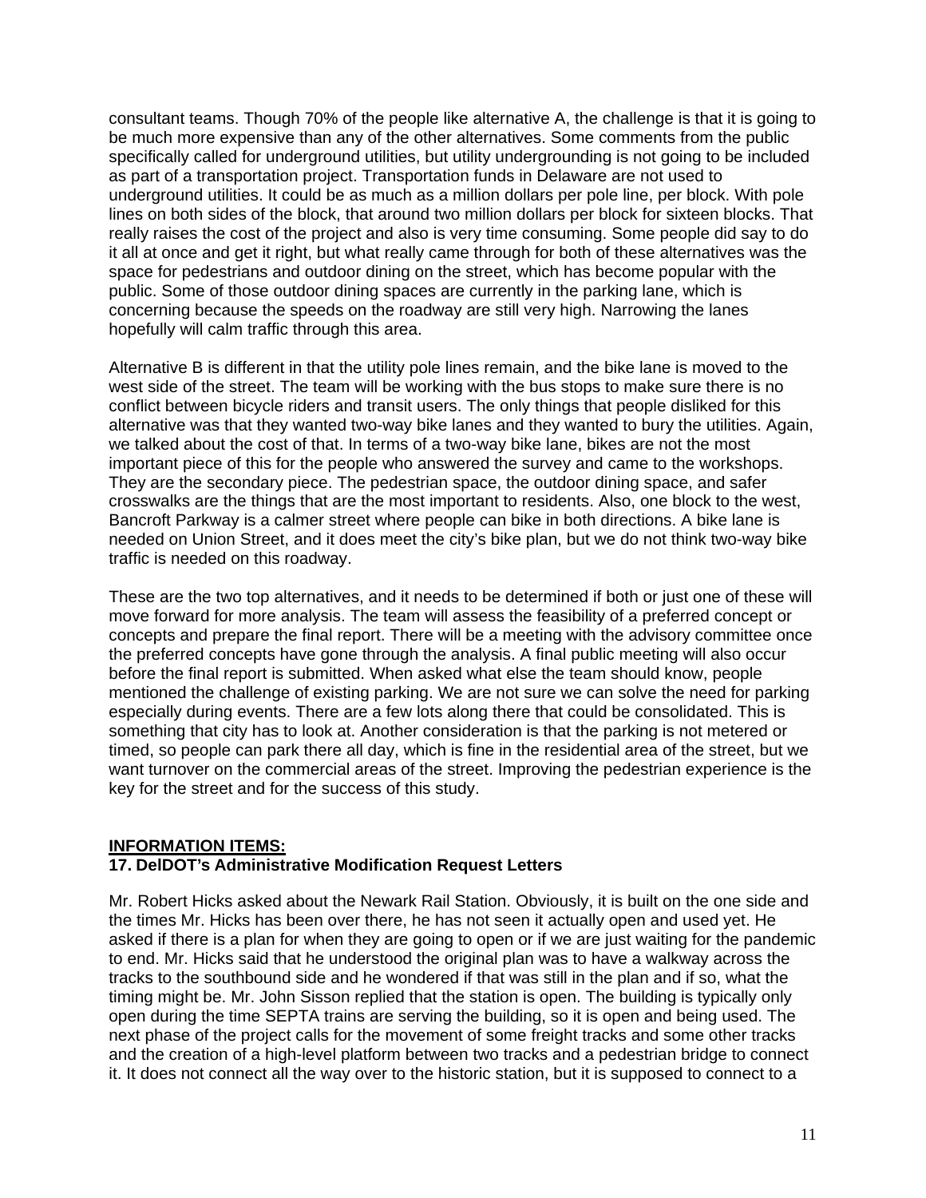consultant teams. Though 70% of the people like alternative A, the challenge is that it is going to be much more expensive than any of the other alternatives. Some comments from the public specifically called for underground utilities, but utility undergrounding is not going to be included as part of a transportation project. Transportation funds in Delaware are not used to underground utilities. It could be as much as a million dollars per pole line, per block. With pole lines on both sides of the block, that around two million dollars per block for sixteen blocks. That really raises the cost of the project and also is very time consuming. Some people did say to do it all at once and get it right, but what really came through for both of these alternatives was the space for pedestrians and outdoor dining on the street, which has become popular with the public. Some of those outdoor dining spaces are currently in the parking lane, which is concerning because the speeds on the roadway are still very high. Narrowing the lanes hopefully will calm traffic through this area.

Alternative B is different in that the utility pole lines remain, and the bike lane is moved to the west side of the street. The team will be working with the bus stops to make sure there is no conflict between bicycle riders and transit users. The only things that people disliked for this alternative was that they wanted two-way bike lanes and they wanted to bury the utilities. Again, we talked about the cost of that. In terms of a two-way bike lane, bikes are not the most important piece of this for the people who answered the survey and came to the workshops. They are the secondary piece. The pedestrian space, the outdoor dining space, and safer crosswalks are the things that are the most important to residents. Also, one block to the west, Bancroft Parkway is a calmer street where people can bike in both directions. A bike lane is needed on Union Street, and it does meet the city's bike plan, but we do not think two-way bike traffic is needed on this roadway.

These are the two top alternatives, and it needs to be determined if both or just one of these will move forward for more analysis. The team will assess the feasibility of a preferred concept or concepts and prepare the final report. There will be a meeting with the advisory committee once the preferred concepts have gone through the analysis. A final public meeting will also occur before the final report is submitted. When asked what else the team should know, people mentioned the challenge of existing parking. We are not sure we can solve the need for parking especially during events. There are a few lots along there that could be consolidated. This is something that city has to look at. Another consideration is that the parking is not metered or timed, so people can park there all day, which is fine in the residential area of the street, but we want turnover on the commercial areas of the street. Improving the pedestrian experience is the key for the street and for the success of this study.

**INFORMATION ITEMS:**

**17. DelDOT's Administrative Modification Request Letters**

Mr. Robert Hicks asked about the Newark Rail Station. Obviously, it is built on the one side and the times Mr. Hicks has been over there, he has not seen it actually open and used yet. He asked if there is a plan for when they are going to open or if we are just waiting for the pandemic to end. Mr. Hicks said that he understood the original plan was to have a walkway across the tracks to the southbound side and he wondered if that was still in the plan and if so, what the timing might be. Mr. John Sisson replied that the station is open. The building is typically only open during the time SEPTA trains are serving the building, so it is open and being used. The next phase of the project calls for the movement of some freight tracks and some other tracks and the creation of a high-level platform between two tracks and a pedestrian bridge to connect it. It does not connect all the way over to the historic station, but it is supposed to connect to a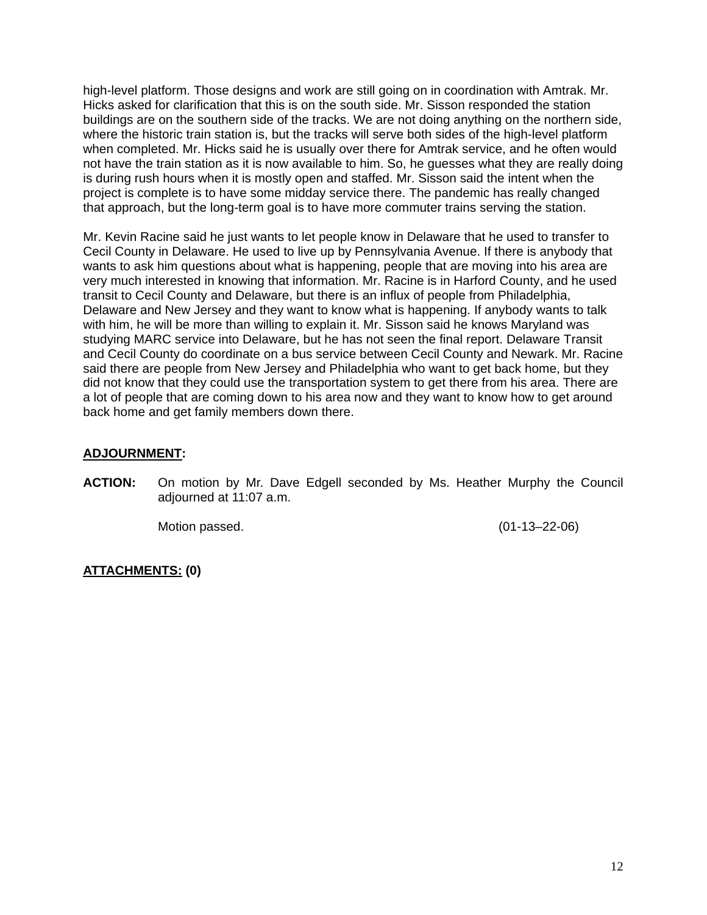high-level platform. Those designs and work are still going on in coordination with Amtrak. Mr. Hicks asked for clarification that this is on the south side. Mr. Sisson responded the station buildings are on the southern side of the tracks. We are not doing anything on the northern side, where the historic train station is, but the tracks will serve both sides of the high-level platform when completed. Mr. Hicks said he is usually over there for Amtrak service, and he often would not have the train station as it is now available to him. So, he guesses what they are really doing is during rush hours when it is mostly open and staffed. Mr. Sisson said the intent when the project is complete is to have some midday service there. The pandemic has really changed that approach, but the long-term goal is to have more commuter trains serving the station.

Mr. Kevin Racine said he just wants to let people know in Delaware that he used to transfer to Cecil County in Delaware. He used to live up by Pennsylvania Avenue. If there is anybody that wants to ask him questions about what is happening, people that are moving into his area are very much interested in knowing that information. Mr. Racine is in Harford County, and he used transit to Cecil County and Delaware, but there is an influx of people from Philadelphia, Delaware and New Jersey and they want to know what is happening. If anybody wants to talk with him, he will be more than willing to explain it. Mr. Sisson said he knows Maryland was studying MARC service into Delaware, but he has not seen the final report. Delaware Transit and Cecil County do coordinate on a bus service between Cecil County and Newark. Mr. Racine said there are people from New Jersey and Philadelphia who want to get back home, but they did not know that they could use the transportation system to get there from his area. There are a lot of people that are coming down to his area now and they want to know how to get around back home and get family members down there.

**ADJOURNMENT:**

**ACTION:** On motion by Mr. Dave Edgell seconded by Ms. Heather Murphy the Council adjourned at 11:07 a.m.

Motion passed. (01-13–22-06)

**ATTACHMENTS: (0)**